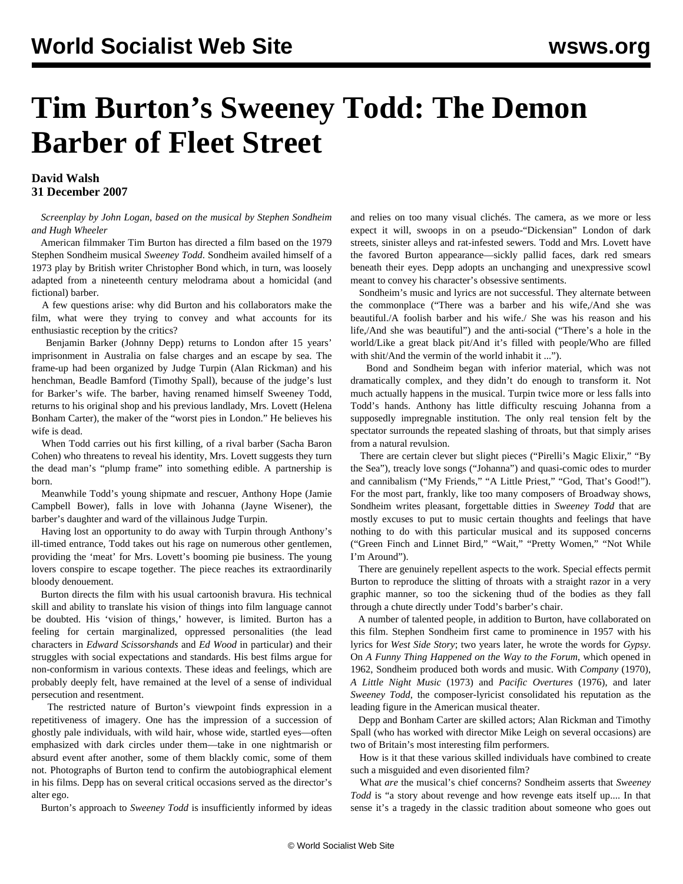# Tim Burton's Sweeney Todd: The Demon Barber of Fleet Street

**David Walsh**
**31 December 2007**

*Screenplay by John Logan, based on the musical by Stephen Sondheim and Hugh Wheeler*

American filmmaker Tim Burton has directed a film based on the 1979 Stephen Sondheim musical *Sweeney Todd*. Sondheim availed himself of a 1973 play by British writer Christopher Bond which, in turn, was loosely adapted from a nineteenth century melodrama about a homicidal (and fictional) barber.

A few questions arise: why did Burton and his collaborators make the film, what were they trying to convey and what accounts for its enthusiastic reception by the critics?

Benjamin Barker (Johnny Depp) returns to London after 15 years' imprisonment in Australia on false charges and an escape by sea. The frame-up had been organized by Judge Turpin (Alan Rickman) and his henchman, Beadle Bamford (Timothy Spall), because of the judge's lust for Barker's wife. The barber, having renamed himself Sweeney Todd, returns to his original shop and his previous landlady, Mrs. Lovett (Helena Bonham Carter), the maker of the "worst pies in London." He believes his wife is dead.

When Todd carries out his first killing, of a rival barber (Sacha Baron Cohen) who threatens to reveal his identity, Mrs. Lovett suggests they turn the dead man's "plump frame" into something edible. A partnership is born.

Meanwhile Todd's young shipmate and rescuer, Anthony Hope (Jamie Campbell Bower), falls in love with Johanna (Jayne Wisener), the barber's daughter and ward of the villainous Judge Turpin.

Having lost an opportunity to do away with Turpin through Anthony's ill-timed entrance, Todd takes out his rage on numerous other gentlemen, providing the 'meat' for Mrs. Lovett's booming pie business. The young lovers conspire to escape together. The piece reaches its extraordinarily bloody denouement.

Burton directs the film with his usual cartoonish bravura. His technical skill and ability to translate his vision of things into film language cannot be doubted. His 'vision of things,' however, is limited. Burton has a feeling for certain marginalized, oppressed personalities (the lead characters in *Edward Scissorshands* and *Ed Wood* in particular) and their struggles with social expectations and standards. His best films argue for non-conformism in various contexts. These ideas and feelings, which are probably deeply felt, have remained at the level of a sense of individual persecution and resentment.

The restricted nature of Burton's viewpoint finds expression in a repetitiveness of imagery. One has the impression of a succession of ghostly pale individuals, with wild hair, whose wide, startled eyes—often emphasized with dark circles under them—take in one nightmarish or absurd event after another, some of them blackly comic, some of them not. Photographs of Burton tend to confirm the autobiographical element in his films. Depp has on several critical occasions served as the director's alter ego.

Burton's approach to *Sweeney Todd* is insufficiently informed by ideas and relies on too many visual clichés. The camera, as we more or less expect it will, swoops in on a pseudo-"Dickensian" London of dark streets, sinister alleys and rat-infested sewers. Todd and Mrs. Lovett have the favored Burton appearance—sickly pallid faces, dark red smears beneath their eyes. Depp adopts an unchanging and unexpressive scowl meant to convey his character's obsessive sentiments.

Sondheim's music and lyrics are not successful. They alternate between the commonplace ("There was a barber and his wife,/And she was beautiful./A foolish barber and his wife./ She was his reason and his life,/And she was beautiful") and the anti-social ("There's a hole in the world/Like a great black pit/And it's filled with people/Who are filled with shit/And the vermin of the world inhabit it ...").

Bond and Sondheim began with inferior material, which was not dramatically complex, and they didn't do enough to transform it. Not much actually happens in the musical. Turpin twice more or less falls into Todd's hands. Anthony has little difficulty rescuing Johanna from a supposedly impregnable institution. The only real tension felt by the spectator surrounds the repeated slashing of throats, but that simply arises from a natural revulsion.

There are certain clever but slight pieces ("Pirelli's Magic Elixir," "By the Sea"), treacly love songs ("Johanna") and quasi-comic odes to murder and cannibalism ("My Friends," "A Little Priest," "God, That's Good!"). For the most part, frankly, like too many composers of Broadway shows, Sondheim writes pleasant, forgettable ditties in *Sweeney Todd* that are mostly excuses to put to music certain thoughts and feelings that have nothing to do with this particular musical and its supposed concerns ("Green Finch and Linnet Bird," "Wait," "Pretty Women," "Not While I'm Around").

There are genuinely repellent aspects to the work. Special effects permit Burton to reproduce the slitting of throats with a straight razor in a very graphic manner, so too the sickening thud of the bodies as they fall through a chute directly under Todd's barber's chair.

A number of talented people, in addition to Burton, have collaborated on this film. Stephen Sondheim first came to prominence in 1957 with his lyrics for *West Side Story*; two years later, he wrote the words for *Gypsy*. On *A Funny Thing Happened on the Way to the Forum*, which opened in 1962, Sondheim produced both words and music. With *Company* (1970), *A Little Night Music* (1973) and *Pacific Overtures* (1976), and later *Sweeney Todd*, the composer-lyricist consolidated his reputation as the leading figure in the American musical theater.

Depp and Bonham Carter are skilled actors; Alan Rickman and Timothy Spall (who has worked with director Mike Leigh on several occasions) are two of Britain's most interesting film performers.

How is it that these various skilled individuals have combined to create such a misguided and even disoriented film?

What *are* the musical's chief concerns? Sondheim asserts that *Sweeney Todd* is "a story about revenge and how revenge eats itself up.... In that sense it's a tragedy in the classic tradition about someone who goes out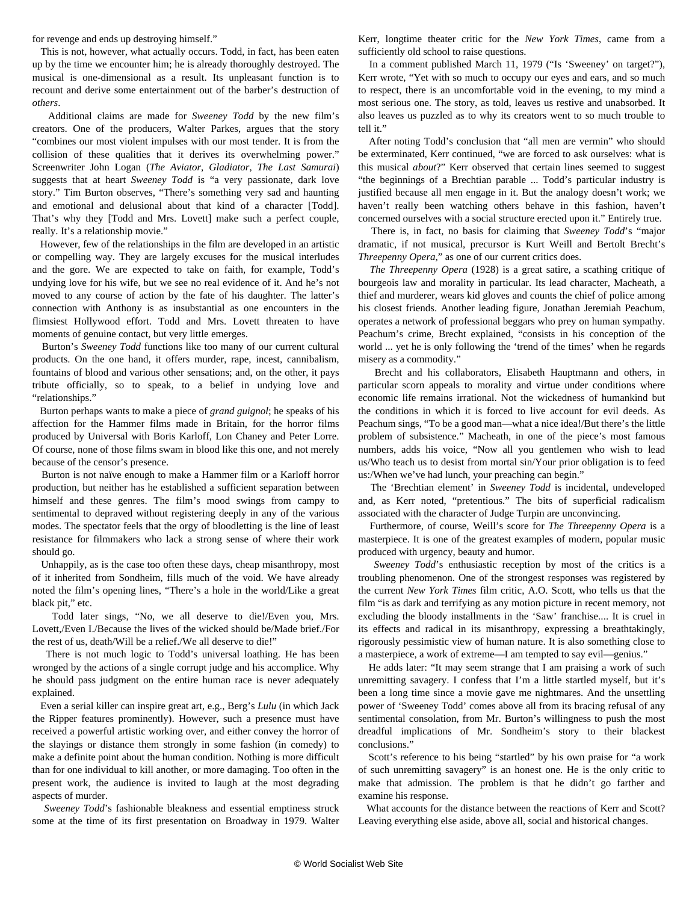for revenge and ends up destroying himself."

This is not, however, what actually occurs. Todd, in fact, has been eaten up by the time we encounter him; he is already thoroughly destroyed. The musical is one-dimensional as a result. Its unpleasant function is to recount and derive some entertainment out of the barber's destruction of *others*.

Additional claims are made for *Sweeney Todd* by the new film's creators. One of the producers, Walter Parkes, argues that the story "combines our most violent impulses with our most tender. It is from the collision of these qualities that it derives its overwhelming power." Screenwriter John Logan (*The Aviator*, *Gladiator*, *The Last Samurai*) suggests that at heart *Sweeney Todd* is "a very passionate, dark love story." Tim Burton observes, "There's something very sad and haunting and emotional and delusional about that kind of a character [Todd]. That's why they [Todd and Mrs. Lovett] make such a perfect couple, really. It's a relationship movie."

However, few of the relationships in the film are developed in an artistic or compelling way. They are largely excuses for the musical interludes and the gore. We are expected to take on faith, for example, Todd's undying love for his wife, but we see no real evidence of it. And he's not moved to any course of action by the fate of his daughter. The latter's connection with Anthony is as insubstantial as one encounters in the flimsiest Hollywood effort. Todd and Mrs. Lovett threaten to have moments of genuine contact, but very little emerges.

Burton's *Sweeney Todd* functions like too many of our current cultural products. On the one hand, it offers murder, rape, incest, cannibalism, fountains of blood and various other sensations; and, on the other, it pays tribute officially, so to speak, to a belief in undying love and "relationships."

Burton perhaps wants to make a piece of *grand guignol*; he speaks of his affection for the Hammer films made in Britain, for the horror films produced by Universal with Boris Karloff, Lon Chaney and Peter Lorre. Of course, none of those films swam in blood like this one, and not merely because of the censor's presence.

Burton is not naïve enough to make a Hammer film or a Karloff horror production, but neither has he established a sufficient separation between himself and these genres. The film's mood swings from campy to sentimental to depraved without registering deeply in any of the various modes. The spectator feels that the orgy of bloodletting is the line of least resistance for filmmakers who lack a strong sense of where their work should go.

Unhappily, as is the case too often these days, cheap misanthropy, most of it inherited from Sondheim, fills much of the void. We have already noted the film's opening lines, "There's a hole in the world/Like a great black pit," etc.

Todd later sings, "No, we all deserve to die!/Even you, Mrs. Lovett,/Even I./Because the lives of the wicked should be/Made brief./For the rest of us, death/Will be a relief./We all deserve to die!"

There is not much logic to Todd's universal loathing. He has been wronged by the actions of a single corrupt judge and his accomplice. Why he should pass judgment on the entire human race is never adequately explained.

Even a serial killer can inspire great art, e.g., Berg's *Lulu* (in which Jack the Ripper features prominently). However, such a presence must have received a powerful artistic working over, and either convey the horror of the slayings or distance them strongly in some fashion (in comedy) to make a definite point about the human condition. Nothing is more difficult than for one individual to kill another, or more damaging. Too often in the present work, the audience is invited to laugh at the most degrading aspects of murder.

*Sweeney Todd*'s fashionable bleakness and essential emptiness struck some at the time of its first presentation on Broadway in 1979. Walter Kerr, longtime theater critic for the *New York Times*, came from a sufficiently old school to raise questions.

In a comment published March 11, 1979 ("Is 'Sweeney' on target?"), Kerr wrote, "Yet with so much to occupy our eyes and ears, and so much to respect, there is an uncomfortable void in the evening, to my mind a most serious one. The story, as told, leaves us restive and unabsorbed. It also leaves us puzzled as to why its creators went to so much trouble to tell it."

After noting Todd's conclusion that "all men are vermin" who should be exterminated, Kerr continued, "we are forced to ask ourselves: what is this musical *about*?" Kerr observed that certain lines seemed to suggest "the beginnings of a Brechtian parable ... Todd's particular industry is justified because all men engage in it. But the analogy doesn't work; we haven't really been watching others behave in this fashion, haven't concerned ourselves with a social structure erected upon it." Entirely true.

There is, in fact, no basis for claiming that *Sweeney Todd*'s "major dramatic, if not musical, precursor is Kurt Weill and Bertolt Brecht's *Threepenny Opera*," as one of our current critics does.

*The Threepenny Opera* (1928) is a great satire, a scathing critique of bourgeois law and morality in particular. Its lead character, Macheath, a thief and murderer, wears kid gloves and counts the chief of police among his closest friends. Another leading figure, Jonathan Jeremiah Peachum, operates a network of professional beggars who prey on human sympathy. Peachum's crime, Brecht explained, "consists in his conception of the world ... yet he is only following the 'trend of the times' when he regards misery as a commodity."

Brecht and his collaborators, Elisabeth Hauptmann and others, in particular scorn appeals to morality and virtue under conditions where economic life remains irrational. Not the wickedness of humankind but the conditions in which it is forced to live account for evil deeds. As Peachum sings, "To be a good man—what a nice idea!/But there's the little problem of subsistence." Macheath, in one of the piece's most famous numbers, adds his voice, "Now all you gentlemen who wish to lead us/Who teach us to desist from mortal sin/Your prior obligation is to feed us:/When we've had lunch, your preaching can begin."

The 'Brechtian element' in *Sweeney Todd* is incidental, undeveloped and, as Kerr noted, "pretentious." The bits of superficial radicalism associated with the character of Judge Turpin are unconvincing.

Furthermore, of course, Weill's score for *The Threepenny Opera* is a masterpiece. It is one of the greatest examples of modern, popular music produced with urgency, beauty and humor.

*Sweeney Todd*'s enthusiastic reception by most of the critics is a troubling phenomenon. One of the strongest responses was registered by the current *New York Times* film critic, A.O. Scott, who tells us that the film "is as dark and terrifying as any motion picture in recent memory, not excluding the bloody installments in the 'Saw' franchise.... It is cruel in its effects and radical in its misanthropy, expressing a breathtakingly, rigorously pessimistic view of human nature. It is also something close to a masterpiece, a work of extreme—I am tempted to say evil—genius."

He adds later: "It may seem strange that I am praising a work of such unremitting savagery. I confess that I'm a little startled myself, but it's been a long time since a movie gave me nightmares. And the unsettling power of 'Sweeney Todd' comes above all from its bracing refusal of any sentimental consolation, from Mr. Burton's willingness to push the most dreadful implications of Mr. Sondheim's story to their blackest conclusions."

Scott's reference to his being "startled" by his own praise for "a work of such unremitting savagery" is an honest one. He is the only critic to make that admission. The problem is that he didn't go farther and examine his response.

What accounts for the distance between the reactions of Kerr and Scott? Leaving everything else aside, above all, social and historical changes.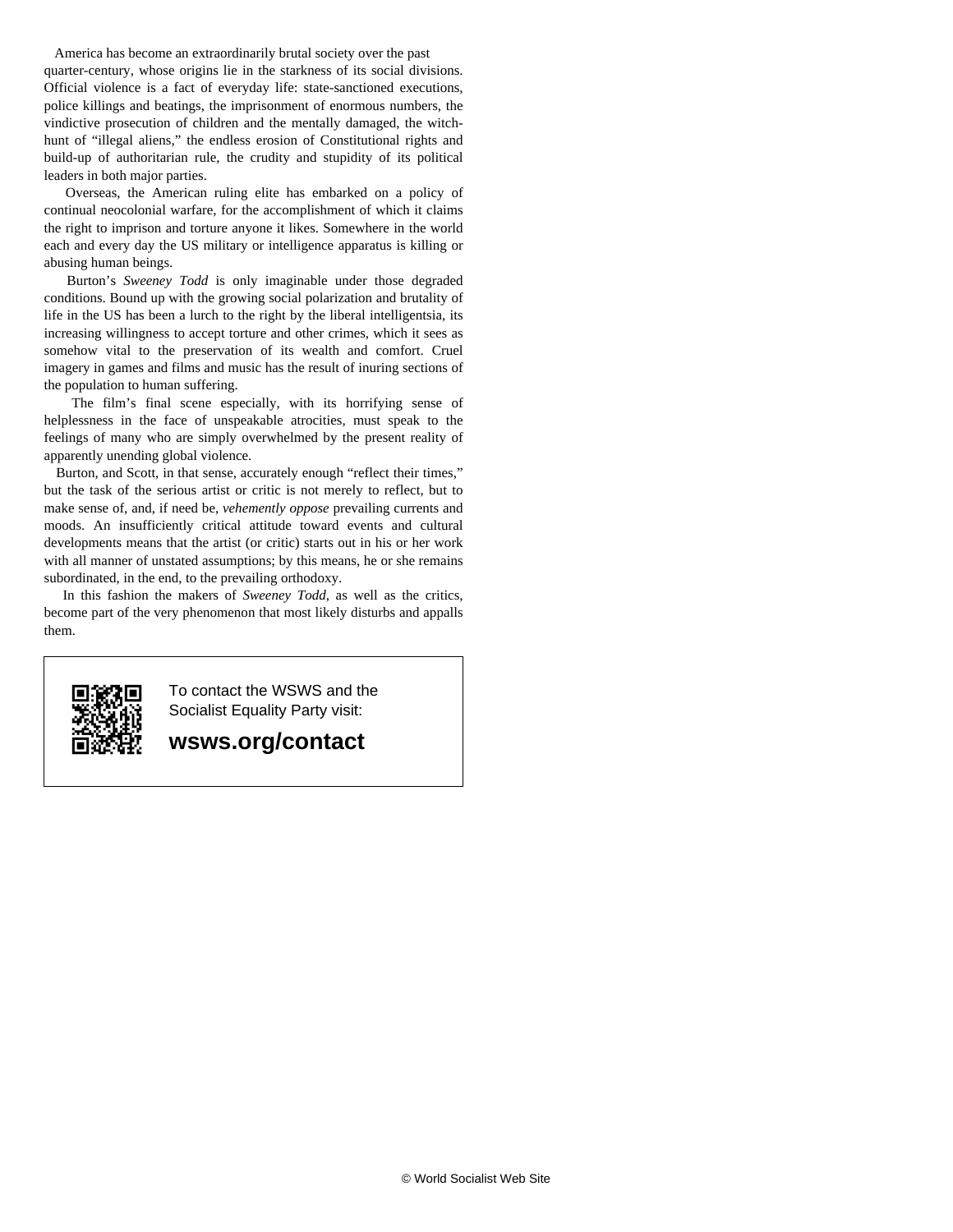America has become an extraordinarily brutal society over the past quarter-century, whose origins lie in the starkness of its social divisions. Official violence is a fact of everyday life: state-sanctioned executions, police killings and beatings, the imprisonment of enormous numbers, the vindictive prosecution of children and the mentally damaged, the witch-hunt of "illegal aliens," the endless erosion of Constitutional rights and build-up of authoritarian rule, the crudity and stupidity of its political leaders in both major parties.

Overseas, the American ruling elite has embarked on a policy of continual neocolonial warfare, for the accomplishment of which it claims the right to imprison and torture anyone it likes. Somewhere in the world each and every day the US military or intelligence apparatus is killing or abusing human beings.

Burton's *Sweeney Todd* is only imaginable under those degraded conditions. Bound up with the growing social polarization and brutality of life in the US has been a lurch to the right by the liberal intelligentsia, its increasing willingness to accept torture and other crimes, which it sees as somehow vital to the preservation of its wealth and comfort. Cruel imagery in games and films and music has the result of inuring sections of the population to human suffering.

The film's final scene especially, with its horrifying sense of helplessness in the face of unspeakable atrocities, must speak to the feelings of many who are simply overwhelmed by the present reality of apparently unending global violence.

Burton, and Scott, in that sense, accurately enough "reflect their times," but the task of the serious artist or critic is not merely to reflect, but to make sense of, and, if need be, *vehemently oppose* prevailing currents and moods. An insufficiently critical attitude toward events and cultural developments means that the artist (or critic) starts out in his or her work with all manner of unstated assumptions; by this means, he or she remains subordinated, in the end, to the prevailing orthodoxy.

In this fashion the makers of *Sweeney Todd*, as well as the critics, become part of the very phenomenon that most likely disturbs and appalls them.

To contact the WSWS and the Socialist Equality Party visit:

**wsws.org/contact**